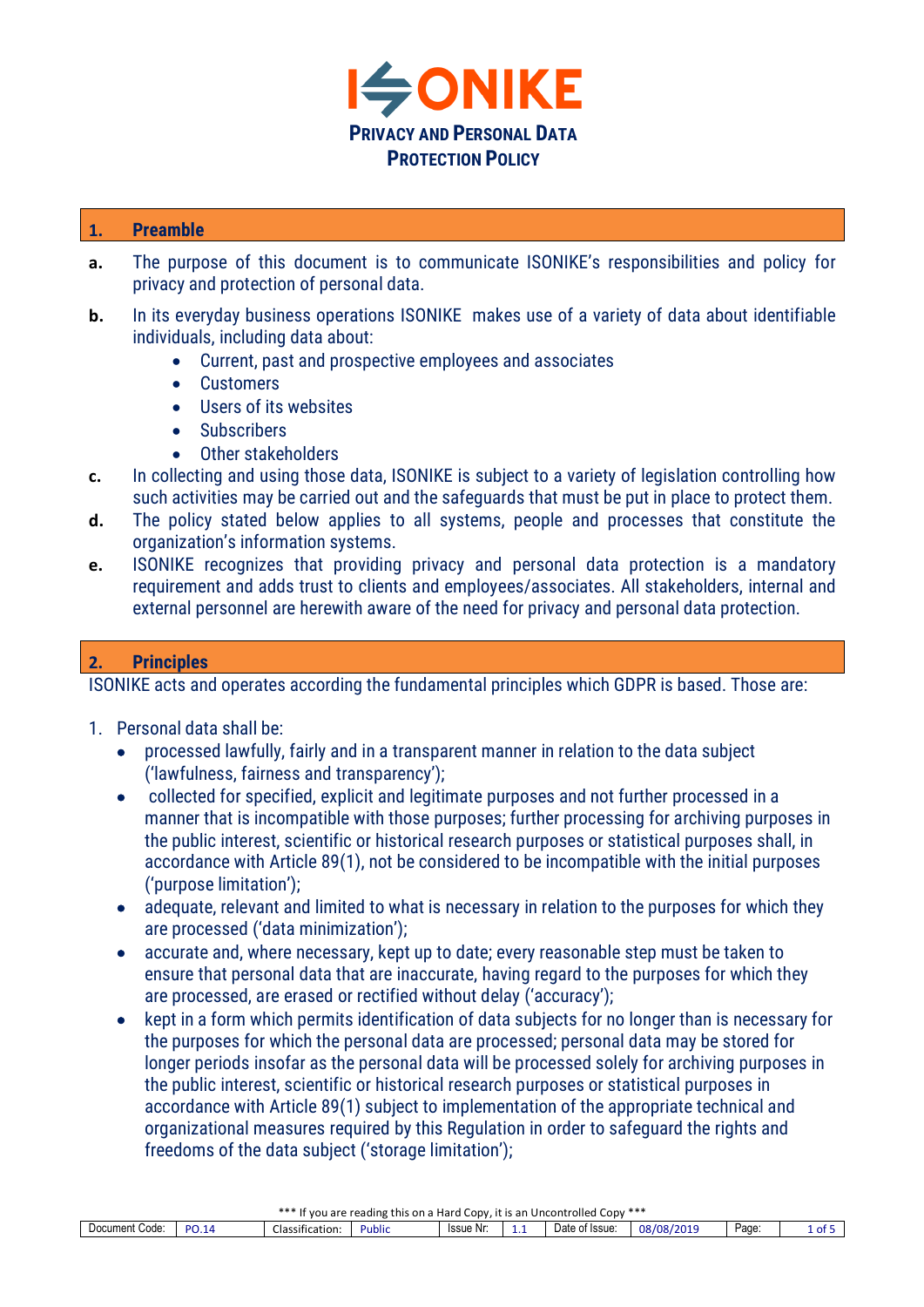# ISONIKE

## Privacy and Personal Data Protection Policy

## 1. Preamble

**a.** The purpose of this document is to communicate ISONIKE's responsibilities and policy for privacy and protection of personal data.

**b.** In its everyday business operations ISONIKE makes use of a variety of data about identifiable individuals, including data about:

- Current, past and prospective employees and associates
- Customers
- Users of its websites
- Subscribers
- Other stakeholders

**c.** In collecting and using those data, ISONIKE is subject to a variety of legislation controlling how such activities may be carried out and the safeguards that must be put in place to protect them.

**d.** The policy stated below applies to all systems, people and processes that constitute the organization's information systems.

**e.** ISONIKE recognizes that providing privacy and personal data protection is a mandatory requirement and adds trust to clients and employees/associates. All stakeholders, internal and external personnel are herewith aware of the need for privacy and personal data protection.

## 2. Principles

ISONIKE acts and operates according the fundamental principles which GDPR is based. Those are:

1. Personal data shall be:
   - processed lawfully, fairly and in a transparent manner in relation to the data subject ('lawfulness, fairness and transparency');
   - collected for specified, explicit and legitimate purposes and not further processed in a manner that is incompatible with those purposes; further processing for archiving purposes in the public interest, scientific or historical research purposes or statistical purposes shall, in accordance with Article 89(1), not be considered to be incompatible with the initial purposes ('purpose limitation');
   - adequate, relevant and limited to what is necessary in relation to the purposes for which they are processed ('data minimization');
   - accurate and, where necessary, kept up to date; every reasonable step must be taken to ensure that personal data that are inaccurate, having regard to the purposes for which they are processed, are erased or rectified without delay ('accuracy');
   - kept in a form which permits identification of data subjects for no longer than is necessary for the purposes for which the personal data are processed; personal data may be stored for longer periods insofar as the personal data will be processed solely for archiving purposes in the public interest, scientific or historical research purposes or statistical purposes in accordance with Article 89(1) subject to implementation of the appropriate technical and organizational measures required by this Regulation in order to safeguard the rights and freedoms of the data subject ('storage limitation');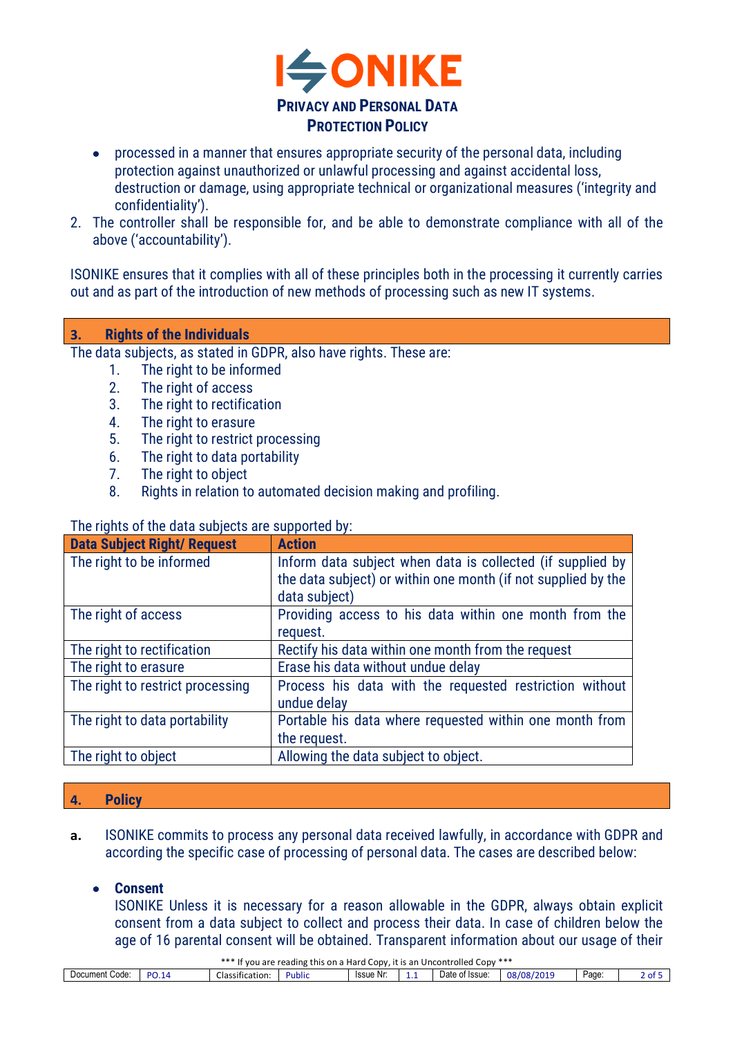- processed in a manner that ensures appropriate security of the personal data, including protection against unauthorized or unlawful processing and against accidental loss, destruction or damage, using appropriate technical or organizational measures ('integrity and confidentiality').

2. The controller shall be responsible for, and be able to demonstrate compliance with all of the above ('accountability').

ISONIKE ensures that it complies with all of these principles both in the processing it currently carries out and as part of the introduction of new methods of processing such as new IT systems.

## 3. Rights of the Individuals

The data subjects, as stated in GDPR, also have rights. These are:

1. The right to be informed
2. The right of access
3. The right to rectification
4. The right to erasure
5. The right to restrict processing
6. The right to data portability
7. The right to object
8. Rights in relation to automated decision making and profiling.

The rights of the data subjects are supported by:

| Data Subject Right/ Request | Action |
|---|---|
| The right to be informed | Inform data subject when data is collected (if supplied by the data subject) or within one month (if not supplied by the data subject) |
| The right of access | Providing access to his data within one month from the request. |
| The right to rectification | Rectify his data within one month from the request |
| The right to erasure | Erase his data without undue delay |
| The right to restrict processing | Process his data with the requested restriction without undue delay |
| The right to data portability | Portable his data where requested within one month from the request. |
| The right to object | Allowing the data subject to object. |

## 4. Policy

**a.** ISONIKE commits to process any personal data received lawfully, in accordance with GDPR and according the specific case of processing of personal data. The cases are described below:

- **Consent**
  ISONIKE Unless it is necessary for a reason allowable in the GDPR, always obtain explicit consent from a data subject to collect and process their data. In case of children below the age of 16 parental consent will be obtained. Transparent information about our usage of their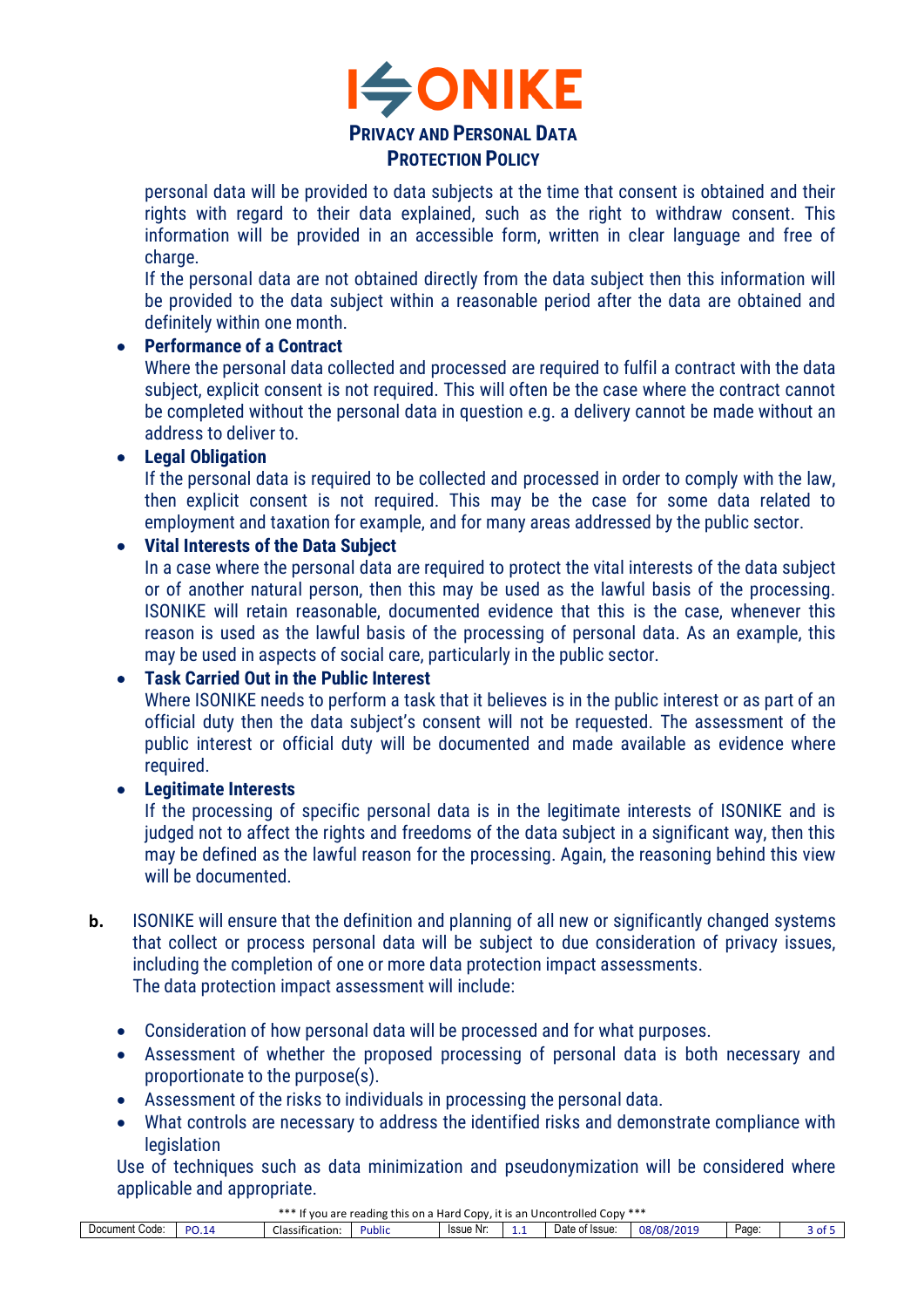personal data will be provided to data subjects at the time that consent is obtained and their rights with regard to their data explained, such as the right to withdraw consent. This information will be provided in an accessible form, written in clear language and free of charge.

If the personal data are not obtained directly from the data subject then this information will be provided to the data subject within a reasonable period after the data are obtained and definitely within one month.

- **Performance of a Contract**
  Where the personal data collected and processed are required to fulfil a contract with the data subject, explicit consent is not required. This will often be the case where the contract cannot be completed without the personal data in question e.g. a delivery cannot be made without an address to deliver to.
- **Legal Obligation**
  If the personal data is required to be collected and processed in order to comply with the law, then explicit consent is not required. This may be the case for some data related to employment and taxation for example, and for many areas addressed by the public sector.
- **Vital Interests of the Data Subject**
  In a case where the personal data are required to protect the vital interests of the data subject or of another natural person, then this may be used as the lawful basis of the processing. ISONIKE will retain reasonable, documented evidence that this is the case, whenever this reason is used as the lawful basis of the processing of personal data. As an example, this may be used in aspects of social care, particularly in the public sector.
- **Task Carried Out in the Public Interest**
  Where ISONIKE needs to perform a task that it believes is in the public interest or as part of an official duty then the data subject's consent will not be requested. The assessment of the public interest or official duty will be documented and made available as evidence where required.
- **Legitimate Interests**
  If the processing of specific personal data is in the legitimate interests of ISONIKE and is judged not to affect the rights and freedoms of the data subject in a significant way, then this may be defined as the lawful reason for the processing. Again, the reasoning behind this view will be documented.

**b.** ISONIKE will ensure that the definition and planning of all new or significantly changed systems that collect or process personal data will be subject to due consideration of privacy issues, including the completion of one or more data protection impact assessments.
The data protection impact assessment will include:

- Consideration of how personal data will be processed and for what purposes.
- Assessment of whether the proposed processing of personal data is both necessary and proportionate to the purpose(s).
- Assessment of the risks to individuals in processing the personal data.
- What controls are necessary to address the identified risks and demonstrate compliance with legislation

Use of techniques such as data minimization and pseudonymization will be considered where applicable and appropriate.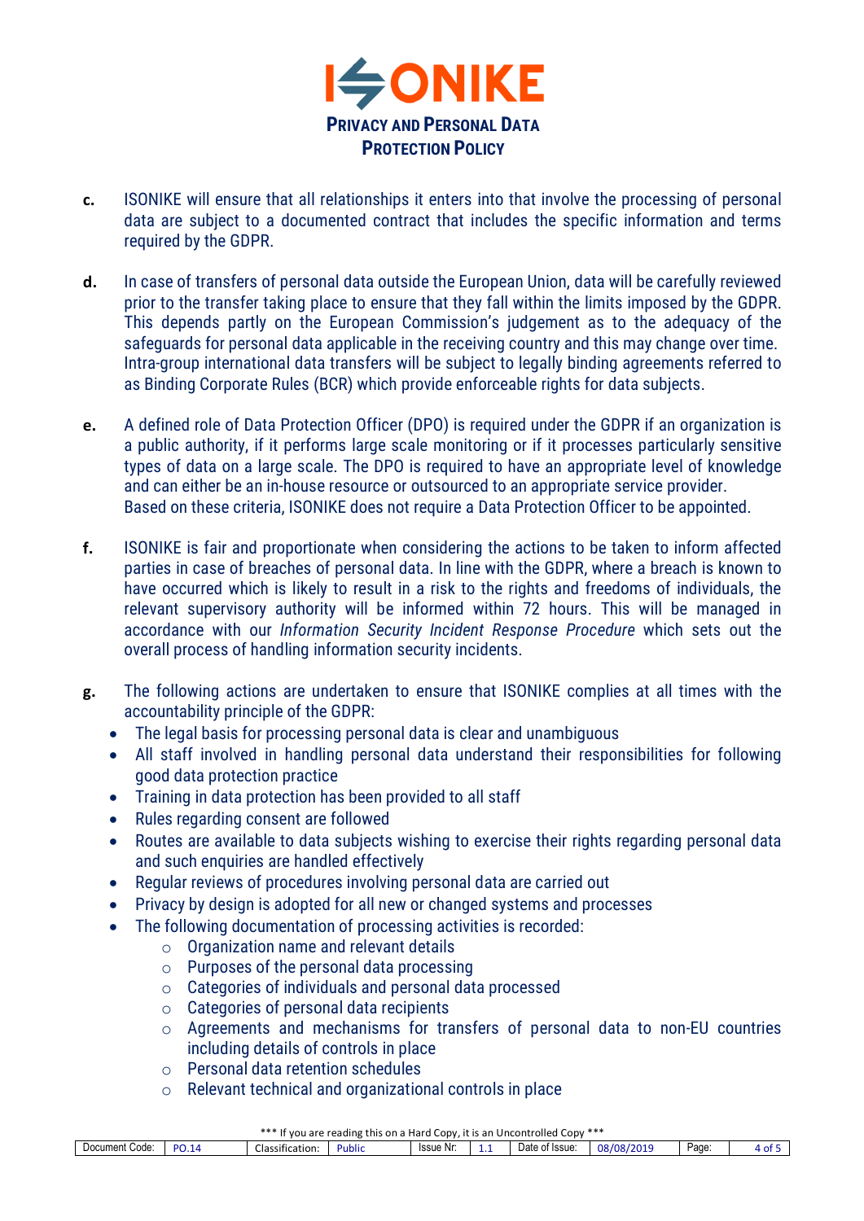c. ISONIKE will ensure that all relationships it enters into that involve the processing of personal data are subject to a documented contract that includes the specific information and terms required by the GDPR.

d. In case of transfers of personal data outside the European Union, data will be carefully reviewed prior to the transfer taking place to ensure that they fall within the limits imposed by the GDPR. This depends partly on the European Commission's judgement as to the adequacy of the safeguards for personal data applicable in the receiving country and this may change over time. Intra-group international data transfers will be subject to legally binding agreements referred to as Binding Corporate Rules (BCR) which provide enforceable rights for data subjects.

e. A defined role of Data Protection Officer (DPO) is required under the GDPR if an organization is a public authority, if it performs large scale monitoring or if it processes particularly sensitive types of data on a large scale. The DPO is required to have an appropriate level of knowledge and can either be an in-house resource or outsourced to an appropriate service provider. Based on these criteria, ISONIKE does not require a Data Protection Officer to be appointed.

f. ISONIKE is fair and proportionate when considering the actions to be taken to inform affected parties in case of breaches of personal data. In line with the GDPR, where a breach is known to have occurred which is likely to result in a risk to the rights and freedoms of individuals, the relevant supervisory authority will be informed within 72 hours. This will be managed in accordance with our *Information Security Incident Response Procedure* which sets out the overall process of handling information security incidents.

g. The following actions are undertaken to ensure that ISONIKE complies at all times with the accountability principle of the GDPR:
   - The legal basis for processing personal data is clear and unambiguous
   - All staff involved in handling personal data understand their responsibilities for following good data protection practice
   - Training in data protection has been provided to all staff
   - Rules regarding consent are followed
   - Routes are available to data subjects wishing to exercise their rights regarding personal data and such enquiries are handled effectively
   - Regular reviews of procedures involving personal data are carried out
   - Privacy by design is adopted for all new or changed systems and processes
   - The following documentation of processing activities is recorded:
     - Organization name and relevant details
     - Purposes of the personal data processing
     - Categories of individuals and personal data processed
     - Categories of personal data recipients
     - Agreements and mechanisms for transfers of personal data to non-EU countries including details of controls in place
     - Personal data retention schedules
     - Relevant technical and organizational controls in place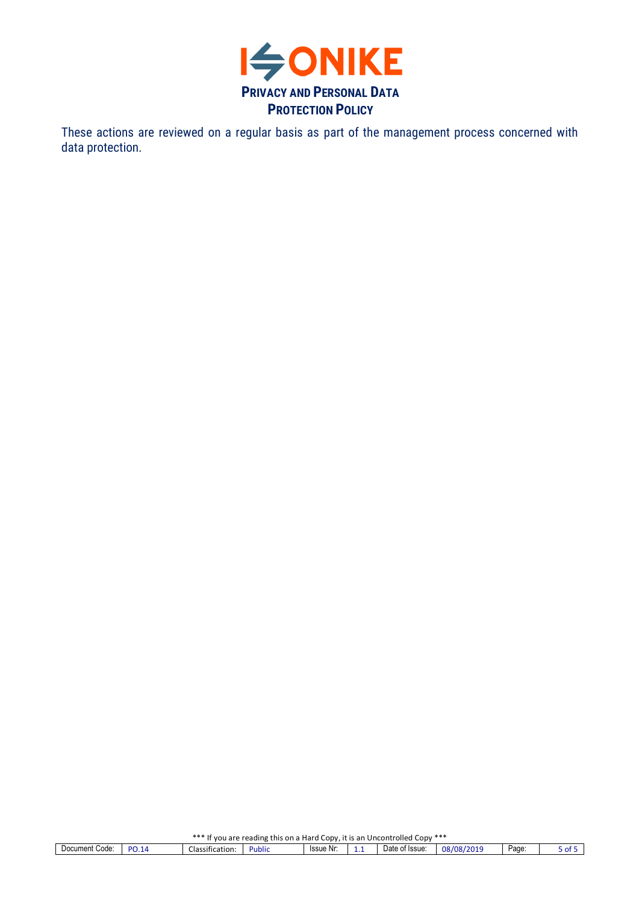These actions are reviewed on a regular basis as part of the management process concerned with data protection.